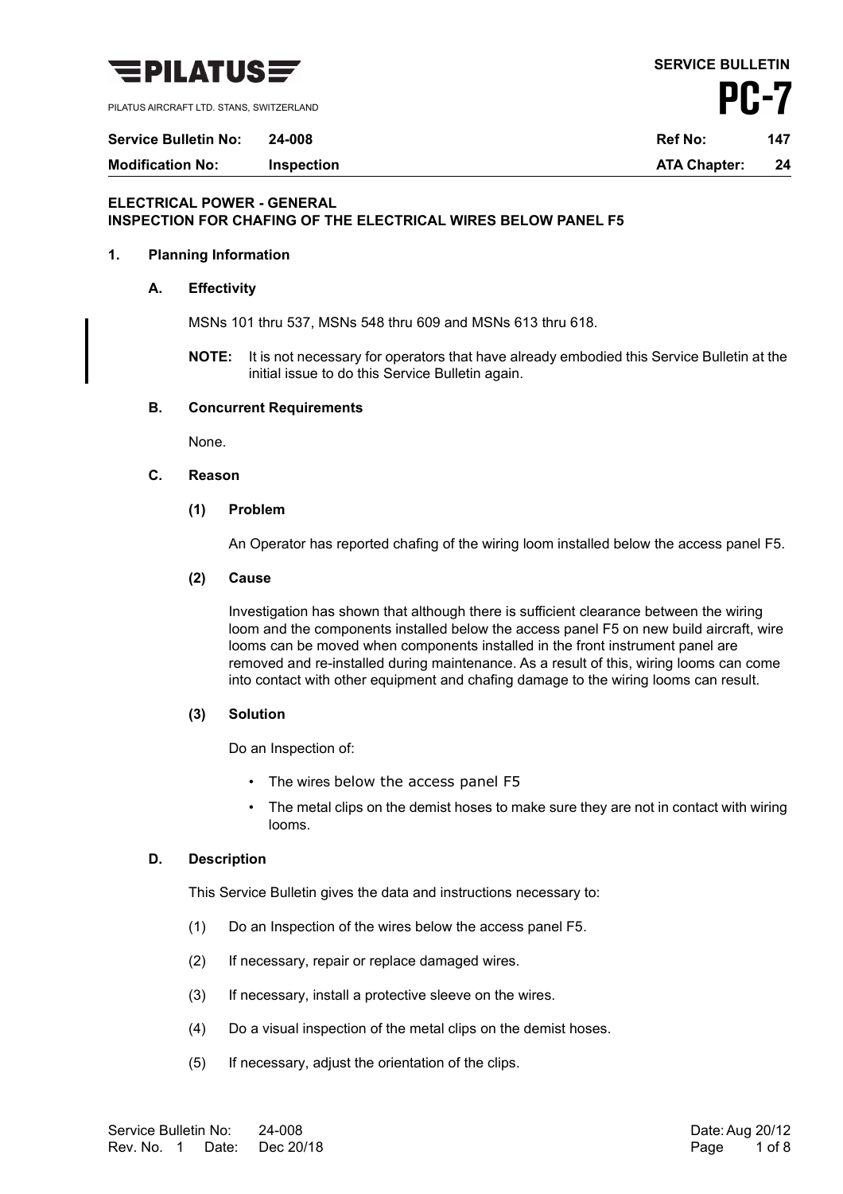**PILATUS**

PILATUS AIRCRAFT LTD. STANS, SWITZERLAND

**SERVICE BULLETIN**

**PC-7**

| **Service Bulletin No:** | **24-008** | **Ref No:** | **147** |
|---|---|---|---|
| **Modification No:** | **Inspection** | **ATA Chapter:** | **24** |

**ELECTRICAL POWER - GENERAL**
**INSPECTION FOR CHAFING OF THE ELECTRICAL WIRES BELOW PANEL F5**

## 1. Planning Information

### A. Effectivity

MSNs 101 thru 537, MSNs 548 thru 609 and MSNs 613 thru 618.

**NOTE:** It is not necessary for operators that have already embodied this Service Bulletin at the initial issue to do this Service Bulletin again.

### B. Concurrent Requirements

None.

### C. Reason

**(1) Problem**

An Operator has reported chafing of the wiring loom installed below the access panel F5.

**(2) Cause**

Investigation has shown that although there is sufficient clearance between the wiring loom and the components installed below the access panel F5 on new build aircraft, wire looms can be moved when components installed in the front instrument panel are removed and re-installed during maintenance. As a result of this, wiring looms can come into contact with other equipment and chafing damage to the wiring looms can result.

**(3) Solution**

Do an Inspection of:

- The wires below the access panel F5
- The metal clips on the demist hoses to make sure they are not in contact with wiring looms.

### D. Description

This Service Bulletin gives the data and instructions necessary to:

(1) Do an Inspection of the wires below the access panel F5.

(2) If necessary, repair or replace damaged wires.

(3) If necessary, install a protective sleeve on the wires.

(4) Do a visual inspection of the metal clips on the demist hoses.

(5) If necessary, adjust the orientation of the clips.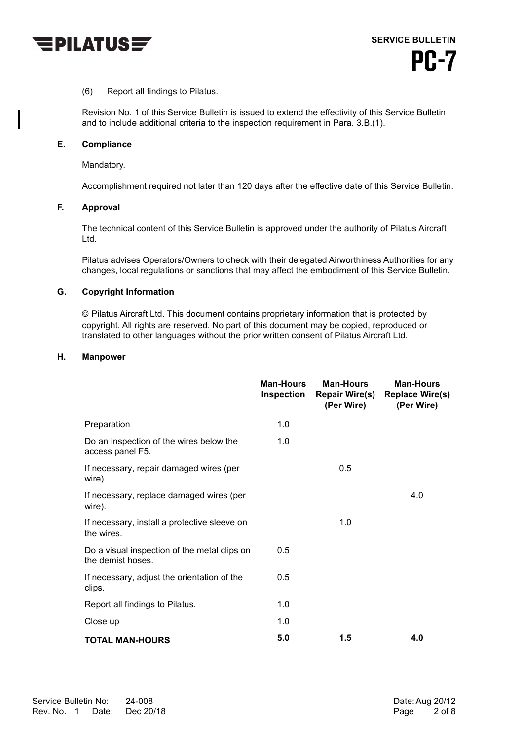(6) Report all findings to Pilatus.

Revision No. 1 of this Service Bulletin is issued to extend the effectivity of this Service Bulletin and to include additional criteria to the inspection requirement in Para. 3.B.(1).

### E. Compliance

Mandatory.

Accomplishment required not later than 120 days after the effective date of this Service Bulletin.

### F. Approval

The technical content of this Service Bulletin is approved under the authority of Pilatus Aircraft Ltd.

Pilatus advises Operators/Owners to check with their delegated Airworthiness Authorities for any changes, local regulations or sanctions that may affect the embodiment of this Service Bulletin.

### G. Copyright Information

© Pilatus Aircraft Ltd. This document contains proprietary information that is protected by copyright. All rights are reserved. No part of this document may be copied, reproduced or translated to other languages without the prior written consent of Pilatus Aircraft Ltd.

### H. Manpower

| | Man-Hours Inspection | Man-Hours Repair Wire(s) (Per Wire) | Man-Hours Replace Wire(s) (Per Wire) |
|---|---|---|---|
| Preparation | 1.0 | | |
| Do an Inspection of the wires below the access panel F5. | 1.0 | | |
| If necessary, repair damaged wires (per wire). | | 0.5 | |
| If necessary, replace damaged wires (per wire). | | | 4.0 |
| If necessary, install a protective sleeve on the wires. | | 1.0 | |
| Do a visual inspection of the metal clips on the demist hoses. | 0.5 | | |
| If necessary, adjust the orientation of the clips. | 0.5 | | |
| Report all findings to Pilatus. | 1.0 | | |
| Close up | 1.0 | | |
| **TOTAL MAN-HOURS** | **5.0** | **1.5** | **4.0** |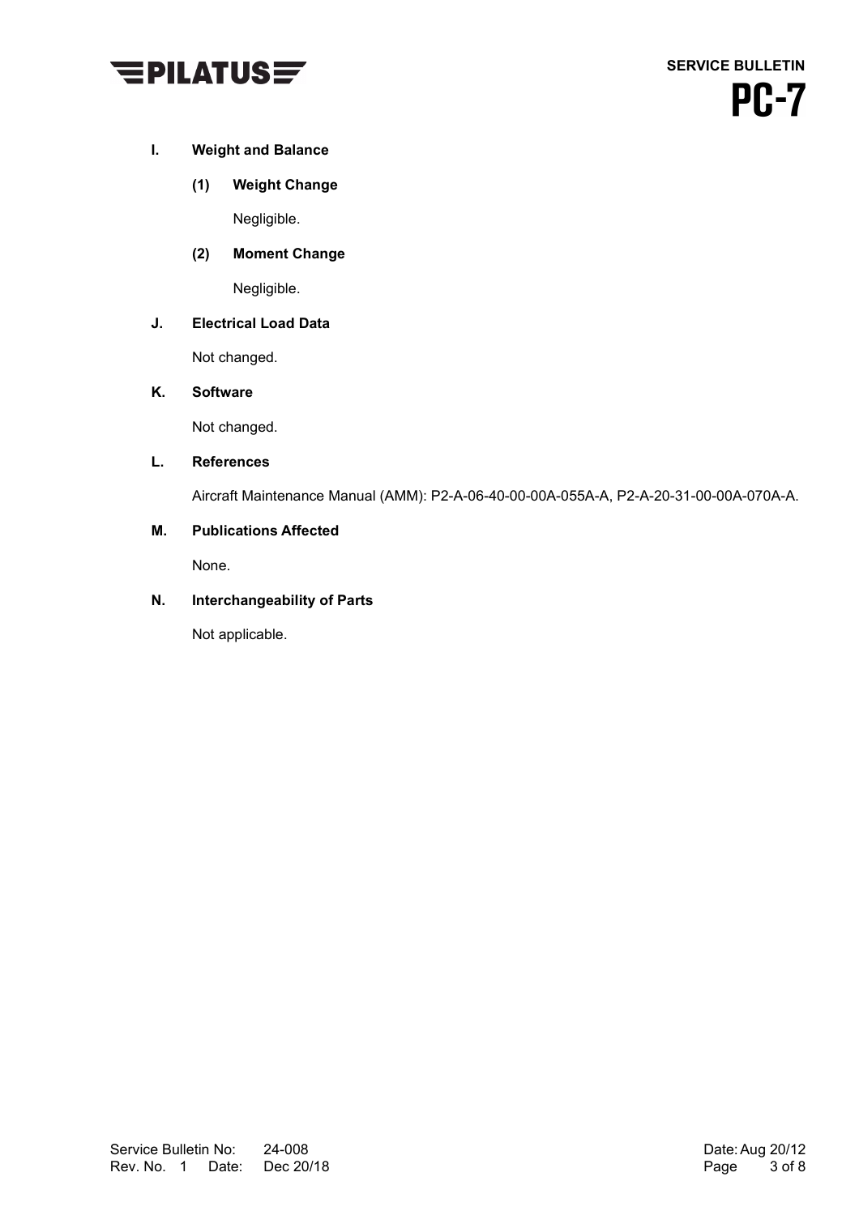### I. Weight and Balance

#### (1) Weight Change

Negligible.

#### (2) Moment Change

Negligible.

### J. Electrical Load Data

Not changed.

### K. Software

Not changed.

### L. References

Aircraft Maintenance Manual (AMM): P2-A-06-40-00-00A-055A-A, P2-A-20-31-00-00A-070A-A.

### M. Publications Affected

None.

### N. Interchangeability of Parts

Not applicable.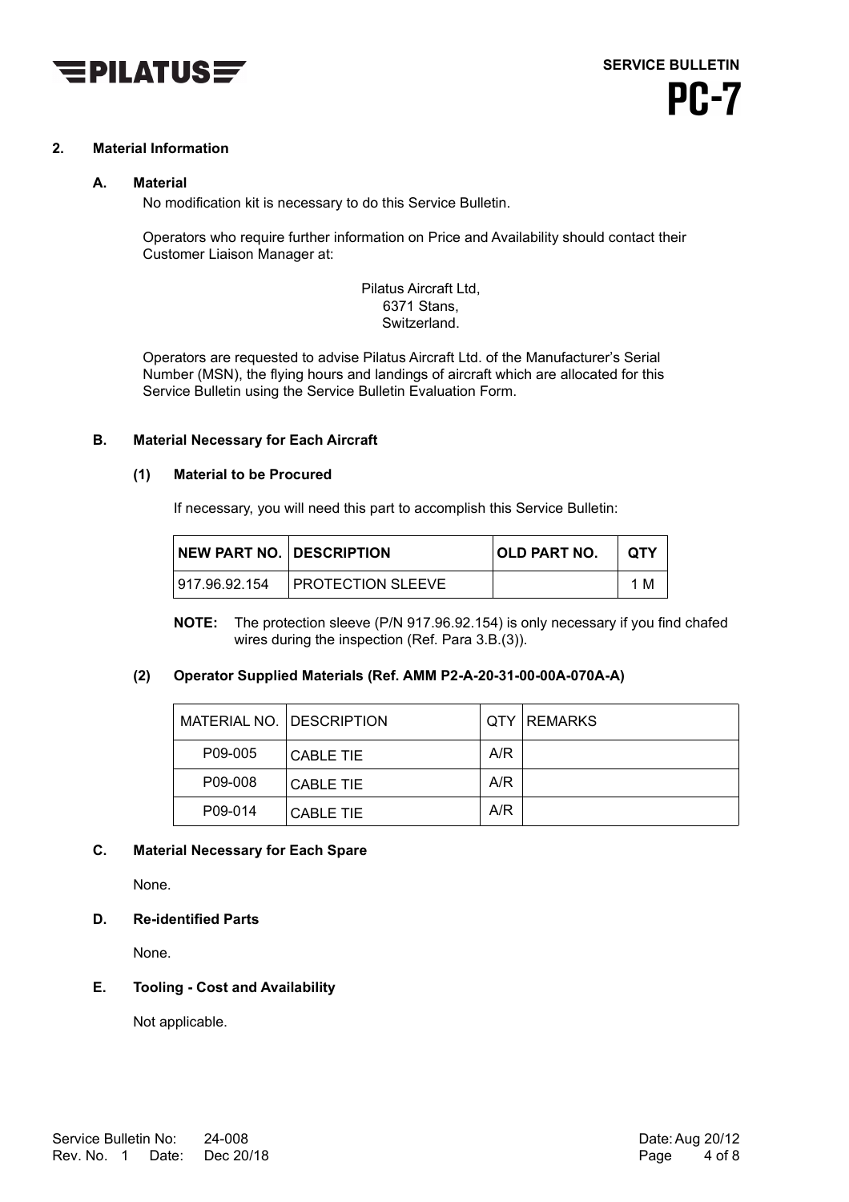## 2. Material Information

### A. Material

No modification kit is necessary to do this Service Bulletin.

Operators who require further information on Price and Availability should contact their Customer Liaison Manager at:

Pilatus Aircraft Ltd,
6371 Stans,
Switzerland.

Operators are requested to advise Pilatus Aircraft Ltd. of the Manufacturer's Serial Number (MSN), the flying hours and landings of aircraft which are allocated for this Service Bulletin using the Service Bulletin Evaluation Form.

### B. Material Necessary for Each Aircraft

#### (1) Material to be Procured

If necessary, you will need this part to accomplish this Service Bulletin:

| NEW PART NO. | DESCRIPTION | OLD PART NO. | QTY |
|---|---|---|---|
| 917.96.92.154 | PROTECTION SLEEVE | | 1 M |

**NOTE:** The protection sleeve (P/N 917.96.92.154) is only necessary if you find chafed wires during the inspection (Ref. Para 3.B.(3)).

#### (2) Operator Supplied Materials (Ref. AMM P2-A-20-31-00-00A-070A-A)

| MATERIAL NO. | DESCRIPTION | QTY | REMARKS |
|---|---|---|---|
| P09-005 | CABLE TIE | A/R | |
| P09-008 | CABLE TIE | A/R | |
| P09-014 | CABLE TIE | A/R | |

### C. Material Necessary for Each Spare

None.

### D. Re-identified Parts

None.

### E. Tooling - Cost and Availability

Not applicable.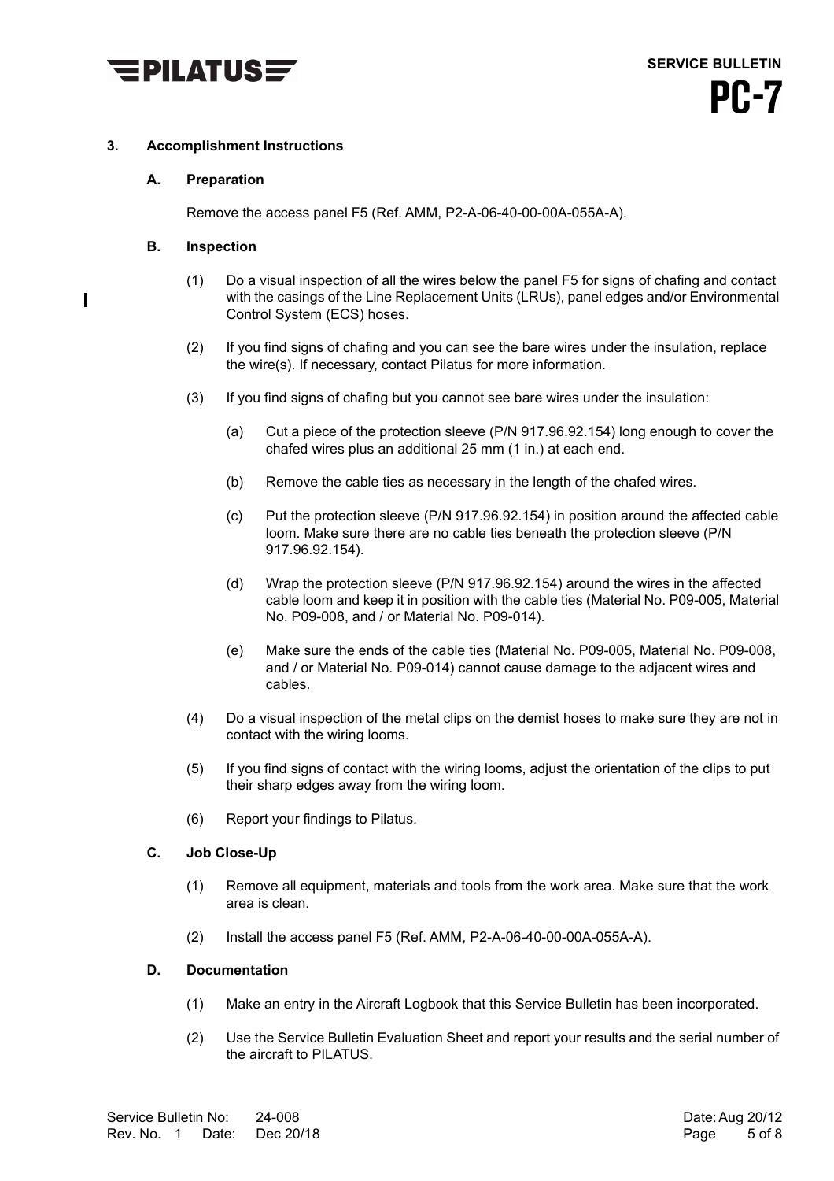## 3. Accomplishment Instructions

### A. Preparation

Remove the access panel F5 (Ref. AMM, P2-A-06-40-00-00A-055A-A).

### B. Inspection

(1) Do a visual inspection of all the wires below the panel F5 for signs of chafing and contact with the casings of the Line Replacement Units (LRUs), panel edges and/or Environmental Control System (ECS) hoses.

(2) If you find signs of chafing and you can see the bare wires under the insulation, replace the wire(s). If necessary, contact Pilatus for more information.

(3) If you find signs of chafing but you cannot see bare wires under the insulation:

(a) Cut a piece of the protection sleeve (P/N 917.96.92.154) long enough to cover the chafed wires plus an additional 25 mm (1 in.) at each end.

(b) Remove the cable ties as necessary in the length of the chafed wires.

(c) Put the protection sleeve (P/N 917.96.92.154) in position around the affected cable loom. Make sure there are no cable ties beneath the protection sleeve (P/N 917.96.92.154).

(d) Wrap the protection sleeve (P/N 917.96.92.154) around the wires in the affected cable loom and keep it in position with the cable ties (Material No. P09-005, Material No. P09-008, and / or Material No. P09-014).

(e) Make sure the ends of the cable ties (Material No. P09-005, Material No. P09-008, and / or Material No. P09-014) cannot cause damage to the adjacent wires and cables.

(4) Do a visual inspection of the metal clips on the demist hoses to make sure they are not in contact with the wiring looms.

(5) If you find signs of contact with the wiring looms, adjust the orientation of the clips to put their sharp edges away from the wiring loom.

(6) Report your findings to Pilatus.

### C. Job Close-Up

(1) Remove all equipment, materials and tools from the work area. Make sure that the work area is clean.

(2) Install the access panel F5 (Ref. AMM, P2-A-06-40-00-00A-055A-A).

### D. Documentation

(1) Make an entry in the Aircraft Logbook that this Service Bulletin has been incorporated.

(2) Use the Service Bulletin Evaluation Sheet and report your results and the serial number of the aircraft to PILATUS.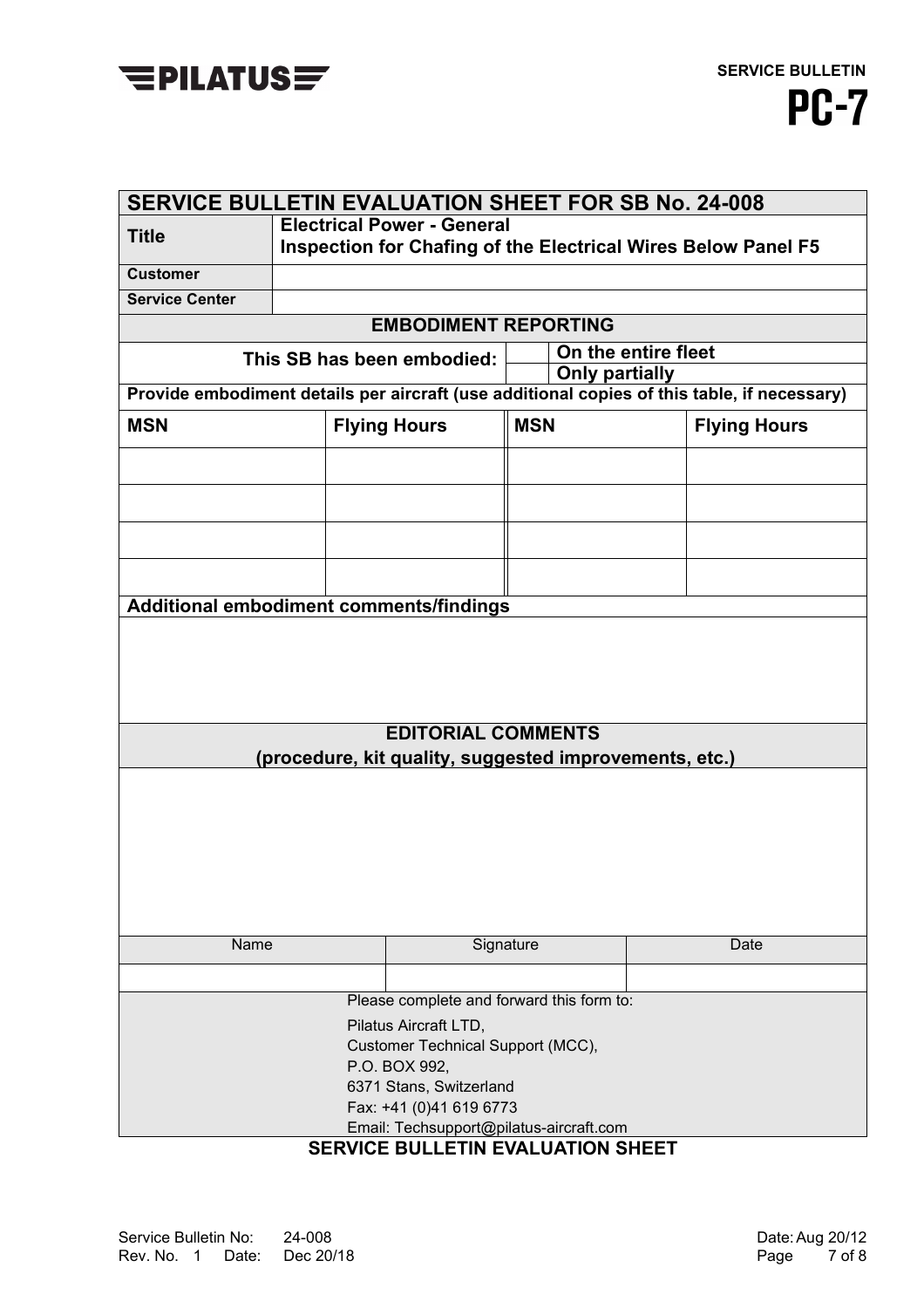# SERVICE BULLETIN EVALUATION SHEET FOR SB No. 24-008

| | |
|---|---|
| **Title** | **Electrical Power - General**<br>**Inspection for Chafing of the Electrical Wires Below Panel F5** |
| **Customer** | |
| **Service Center** | |

## EMBODIMENT REPORTING

| | | |
|---|---|---|
| **This SB has been embodied:** | | **On the entire fleet** |
| | | **Only partially** |

**Provide embodiment details per aircraft (use additional copies of this table, if necessary)**

| **MSN** | **Flying Hours** | **MSN** | **Flying Hours** |
|---|---|---|---|
| | | | |
| | | | |
| | | | |
| | | | |

**Additional embodiment comments/findings**

## EDITORIAL COMMENTS
**(procedure, kit quality, suggested improvements, etc.)**

| Name | Signature | Date |
|---|---|---|
| | | |

Please complete and forward this form to:

Pilatus Aircraft LTD,
Customer Technical Support (MCC),
P.O. BOX 992,
6371 Stans, Switzerland
Fax: +41 (0)41 619 6773
Email: Techsupport@pilatus-aircraft.com

**SERVICE BULLETIN EVALUATION SHEET**